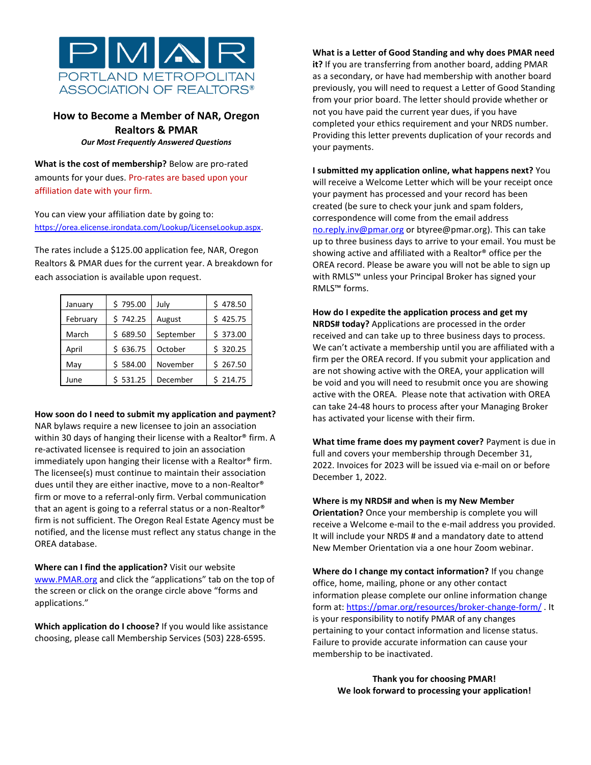PMAR

PORTLAND METROPOLITAN ASSOCIATION OF REALTORS®

## How to Become a Member of NAR, Oregon Realtors & PMAR

***Our Most Frequently Answered Questions***

**What is the cost of membership?** Below are pro-rated amounts for your dues. Pro-rates are based upon your affiliation date with your firm.

You can view your affiliation date by going to: https://orea.elicense.irondata.com/Lookup/LicenseLookup.aspx.

The rates include a $125.00 application fee, NAR, Oregon Realtors & PMAR dues for the current year. A breakdown for each association is available upon request.

| | | | |
|---|---|---|---|
| January | $ 795.00 | July | $ 478.50 |
| February | $ 742.25 | August | $ 425.75 |
| March | $ 689.50 | September | $ 373.00 |
| April | $ 636.75 | October | $ 320.25 |
| May | $ 584.00 | November | $ 267.50 |
| June | $ 531.25 | December | $ 214.75 |

**How soon do I need to submit my application and payment?** NAR bylaws require a new licensee to join an association within 30 days of hanging their license with a Realtor® firm. A re-activated licensee is required to join an association immediately upon hanging their license with a Realtor® firm. The licensee(s) must continue to maintain their association dues until they are either inactive, move to a non-Realtor® firm or move to a referral-only firm. Verbal communication that an agent is going to a referral status or a non-Realtor® firm is not sufficient. The Oregon Real Estate Agency must be notified, and the license must reflect any status change in the OREA database.

**Where can I find the application?** Visit our website www.PMAR.org and click the "applications" tab on the top of the screen or click on the orange circle above "forms and applications."

**Which application do I choose?** If you would like assistance choosing, please call Membership Services (503) 228-6595.

**What is a Letter of Good Standing and why does PMAR need it?** If you are transferring from another board, adding PMAR as a secondary, or have had membership with another board previously, you will need to request a Letter of Good Standing from your prior board. The letter should provide whether or not you have paid the current year dues, if you have completed your ethics requirement and your NRDS number. Providing this letter prevents duplication of your records and your payments.

**I submitted my application online, what happens next?** You will receive a Welcome Letter which will be your receipt once your payment has processed and your record has been created (be sure to check your junk and spam folders, correspondence will come from the email address no.reply.inv@pmar.org or btyree@pmar.org). This can take up to three business days to arrive to your email. You must be showing active and affiliated with a Realtor® office per the OREA record. Please be aware you will not be able to sign up with RMLS™ unless your Principal Broker has signed your RMLS™ forms.

**How do I expedite the application process and get my NRDS# today?** Applications are processed in the order received and can take up to three business days to process. We can't activate a membership until you are affiliated with a firm per the OREA record. If you submit your application and are not showing active with the OREA, your application will be void and you will need to resubmit once you are showing active with the OREA. Please note that activation with OREA can take 24-48 hours to process after your Managing Broker has activated your license with their firm.

**What time frame does my payment cover?** Payment is due in full and covers your membership through December 31, 2022. Invoices for 2023 will be issued via e-mail on or before December 1, 2022.

**Where is my NRDS# and when is my New Member Orientation?** Once your membership is complete you will receive a Welcome e-mail to the e-mail address you provided. It will include your NRDS # and a mandatory date to attend New Member Orientation via a one hour Zoom webinar.

**Where do I change my contact information?** If you change office, home, mailing, phone or any other contact information please complete our online information change form at: https://pmar.org/resources/broker-change-form/ . It is your responsibility to notify PMAR of any changes pertaining to your contact information and license status. Failure to provide accurate information can cause your membership to be inactivated.

**Thank you for choosing PMAR!**
**We look forward to processing your application!**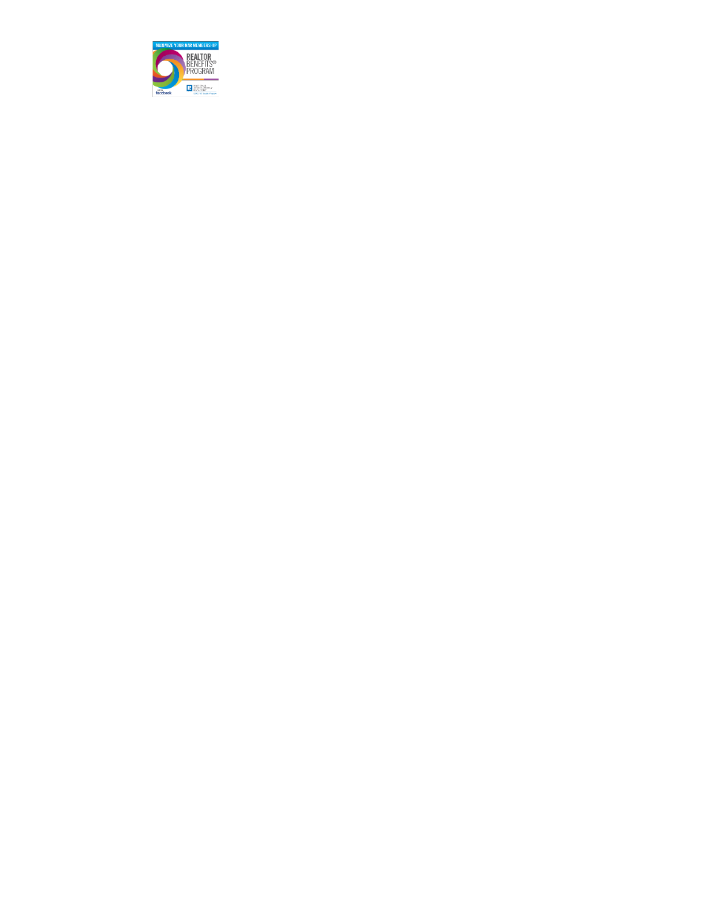MAXIMIZE YOUR NAR MEMBERSHIP

REALTOR BENEFITS® PROGRAM

facebook